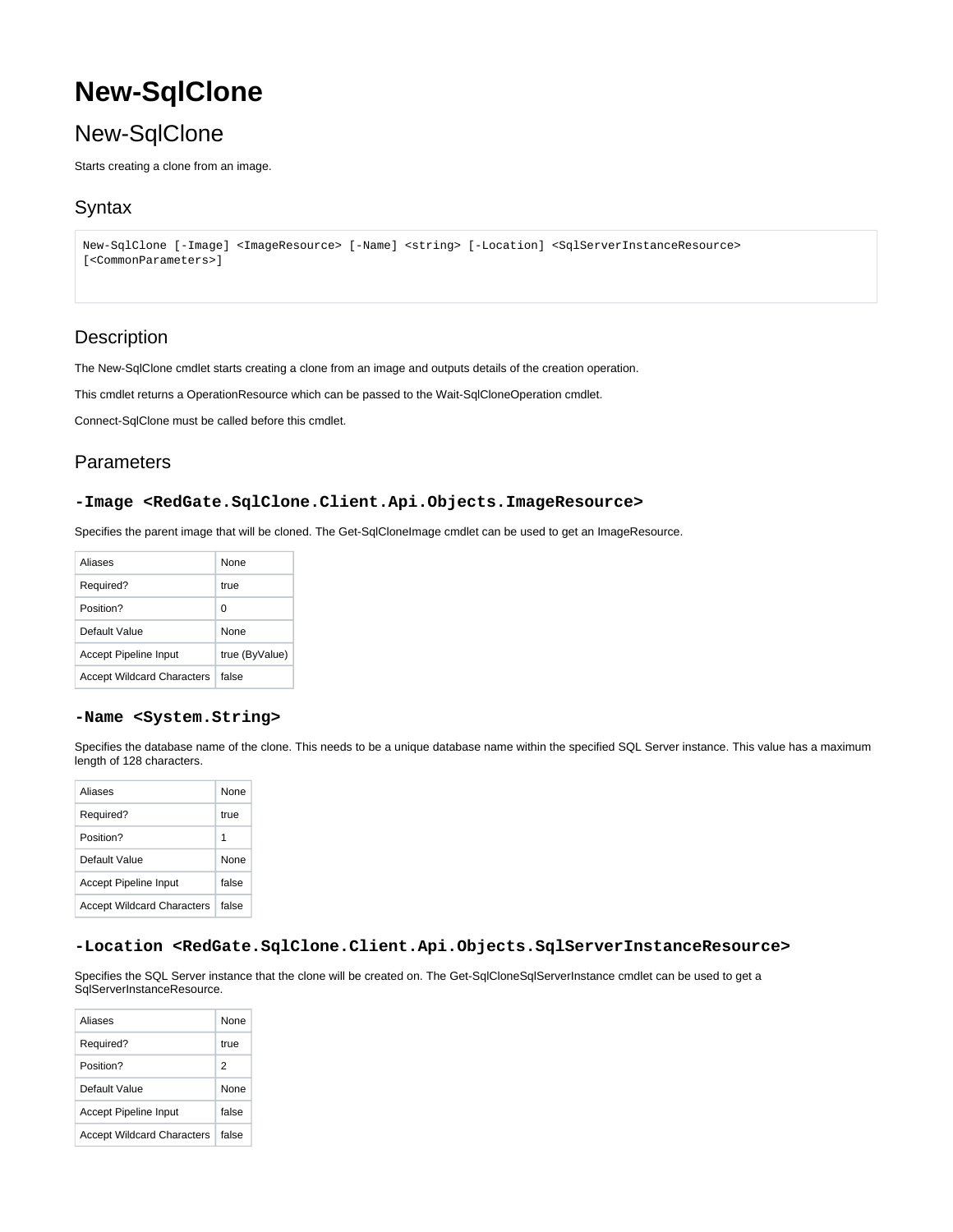# New-SqlClone

## New-SqlClone

Starts creating a clone from an image.

## Syntax

```
New-SqlClone [-Image] <ImageResource> [-Name] <string> [-Location] <SqlServerInstanceResource>
[<CommonParameters>]
```

## Description

The New-SqlClone cmdlet starts creating a clone from an image and outputs details of the creation operation.

This cmdlet returns a OperationResource which can be passed to the Wait-SqlCloneOperation cmdlet.

Connect-SqlClone must be called before this cmdlet.

## Parameters

### -Image <RedGate.SqlClone.Client.Api.Objects.ImageResource>

Specifies the parent image that will be cloned. The Get-SqlCloneImage cmdlet can be used to get an ImageResource.

| | |
|---|---|
| Aliases | None |
| Required? | true |
| Position? | 0 |
| Default Value | None |
| Accept Pipeline Input | true (ByValue) |
| Accept Wildcard Characters | false |

### -Name <System.String>

Specifies the database name of the clone. This needs to be a unique database name within the specified SQL Server instance. This value has a maximum length of 128 characters.

| | |
|---|---|
| Aliases | None |
| Required? | true |
| Position? | 1 |
| Default Value | None |
| Accept Pipeline Input | false |
| Accept Wildcard Characters | false |

### -Location <RedGate.SqlClone.Client.Api.Objects.SqlServerInstanceResource>

Specifies the SQL Server instance that the clone will be created on. The Get-SqlCloneSqlServerInstance cmdlet can be used to get a SqlServerInstanceResource.

| | |
|---|---|
| Aliases | None |
| Required? | true |
| Position? | 2 |
| Default Value | None |
| Accept Pipeline Input | false |
| Accept Wildcard Characters | false |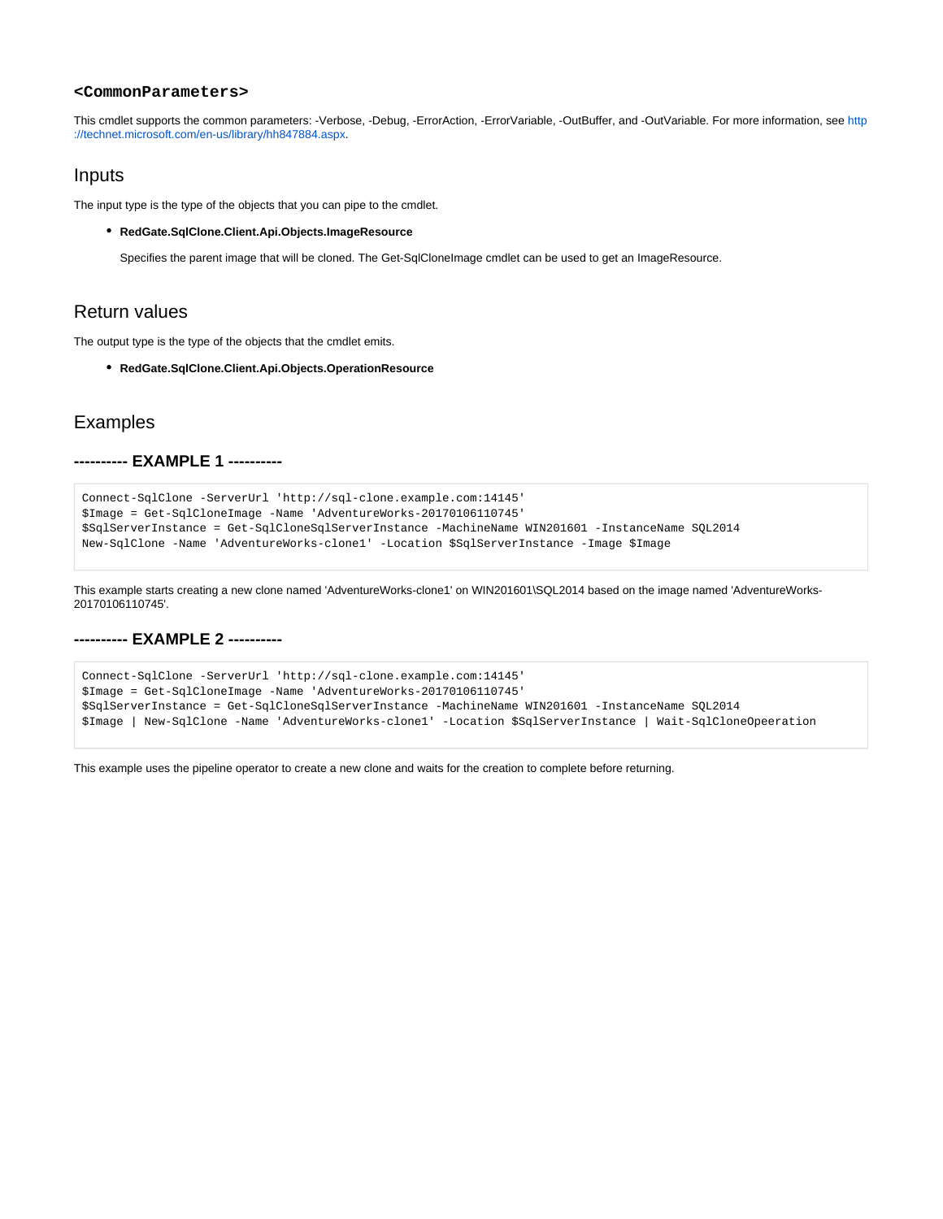### `<CommonParameters>`

This cmdlet supports the common parameters: -Verbose, -Debug, -ErrorAction, -ErrorVariable, -OutBuffer, and -OutVariable. For more information, see http://technet.microsoft.com/en-us/library/hh847884.aspx.

## Inputs

The input type is the type of the objects that you can pipe to the cmdlet.

- **RedGate.SqlClone.Client.Api.Objects.ImageResource**

  Specifies the parent image that will be cloned. The Get-SqlCloneImage cmdlet can be used to get an ImageResource.

## Return values

The output type is the type of the objects that the cmdlet emits.

- **RedGate.SqlClone.Client.Api.Objects.OperationResource**

## Examples

### ---------- EXAMPLE 1 ----------

```
Connect-SqlClone -ServerUrl 'http://sql-clone.example.com:14145'
$Image = Get-SqlCloneImage -Name 'AdventureWorks-20170106110745'
$SqlServerInstance = Get-SqlCloneSqlServerInstance -MachineName WIN201601 -InstanceName SQL2014
New-SqlClone -Name 'AdventureWorks-clone1' -Location $SqlServerInstance -Image $Image
```

This example starts creating a new clone named 'AdventureWorks-clone1' on WIN201601\SQL2014 based on the image named 'AdventureWorks-20170106110745'.

### ---------- EXAMPLE 2 ----------

```
Connect-SqlClone -ServerUrl 'http://sql-clone.example.com:14145'
$Image = Get-SqlCloneImage -Name 'AdventureWorks-20170106110745'
$SqlServerInstance = Get-SqlCloneSqlServerInstance -MachineName WIN201601 -InstanceName SQL2014
$Image | New-SqlClone -Name 'AdventureWorks-clone1' -Location $SqlServerInstance | Wait-SqlCloneOpeeration
```

This example uses the pipeline operator to create a new clone and waits for the creation to complete before returning.